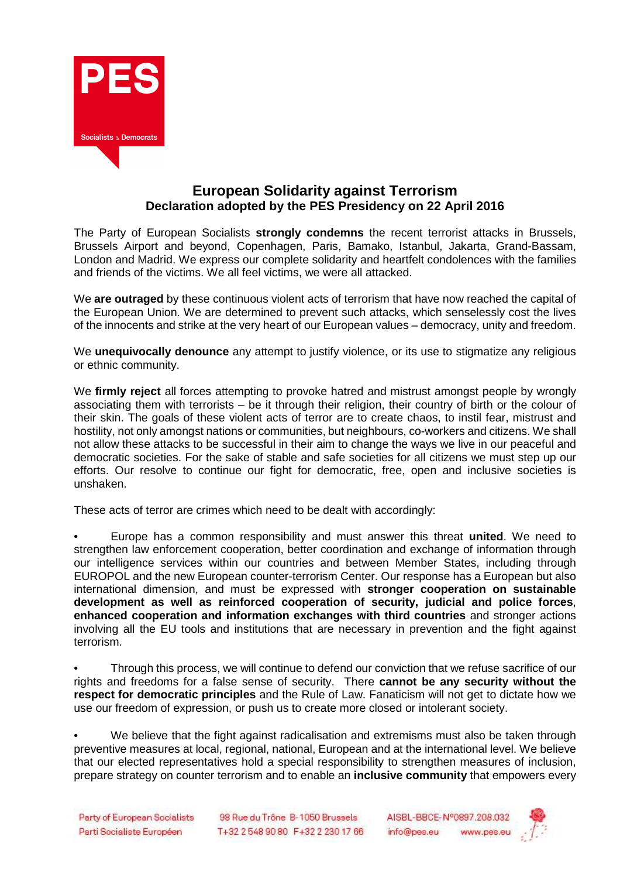# European Solidarity against Terrorism

## Declaration adopted by the PES Presidency on 22 April 2016

The Party of European Socialists **strongly condemns** the recent terrorist attacks in Brussels, Brussels Airport and beyond, Copenhagen, Paris, Bamako, Istanbul, Jakarta, Grand-Bassam, London and Madrid. We express our complete solidarity and heartfelt condolences with the families and friends of the victims. We all feel victims, we were all attacked.

We **are outraged** by these continuous violent acts of terrorism that have now reached the capital of the European Union. We are determined to prevent such attacks, which senselessly cost the lives of the innocents and strike at the very heart of our European values – democracy, unity and freedom.

We **unequivocally denounce** any attempt to justify violence, or its use to stigmatize any religious or ethnic community.

We **firmly reject** all forces attempting to provoke hatred and mistrust amongst people by wrongly associating them with terrorists – be it through their religion, their country of birth or the colour of their skin. The goals of these violent acts of terror are to create chaos, to instil fear, mistrust and hostility, not only amongst nations or communities, but neighbours, co-workers and citizens. We shall not allow these attacks to be successful in their aim to change the ways we live in our peaceful and democratic societies. For the sake of stable and safe societies for all citizens we must step up our efforts. Our resolve to continue our fight for democratic, free, open and inclusive societies is unshaken.

These acts of terror are crimes which need to be dealt with accordingly:

- Europe has a common responsibility and must answer this threat **united**. We need to strengthen law enforcement cooperation, better coordination and exchange of information through our intelligence services within our countries and between Member States, including through EUROPOL and the new European counter-terrorism Center. Our response has a European but also international dimension, and must be expressed with **stronger cooperation on sustainable development as well as reinforced cooperation of security, judicial and police forces**, **enhanced cooperation and information exchanges with third countries** and stronger actions involving all the EU tools and institutions that are necessary in prevention and the fight against terrorism.

- Through this process, we will continue to defend our conviction that we refuse sacrifice of our rights and freedoms for a false sense of security. There **cannot be any security without the respect for democratic principles** and the Rule of Law. Fanaticism will not get to dictate how we use our freedom of expression, or push us to create more closed or intolerant society.

- We believe that the fight against radicalisation and extremisms must also be taken through preventive measures at local, regional, national, European and at the international level. We believe that our elected representatives hold a special responsibility to strengthen measures of inclusion, prepare strategy on counter terrorism and to enable an **inclusive community** that empowers every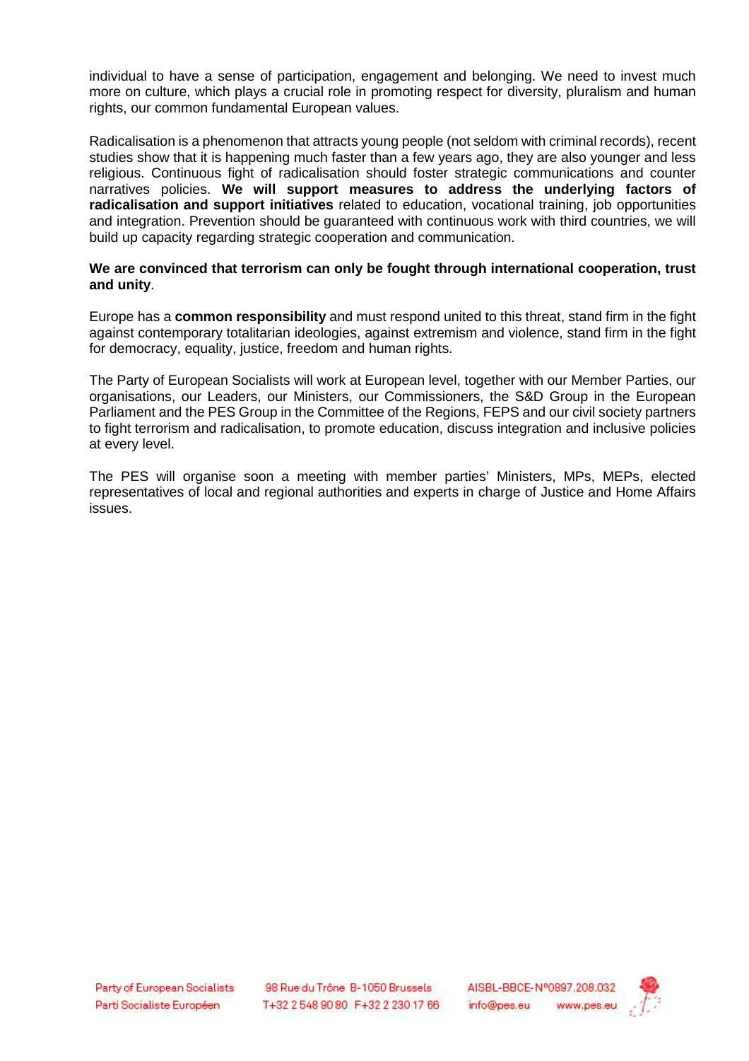individual to have a sense of participation, engagement and belonging. We need to invest much more on culture, which plays a crucial role in promoting respect for diversity, pluralism and human rights, our common fundamental European values.

Radicalisation is a phenomenon that attracts young people (not seldom with criminal records), recent studies show that it is happening much faster than a few years ago, they are also younger and less religious. Continuous fight of radicalisation should foster strategic communications and counter narratives policies. **We will support measures to address the underlying factors of radicalisation and support initiatives** related to education, vocational training, job opportunities and integration. Prevention should be guaranteed with continuous work with third countries, we will build up capacity regarding strategic cooperation and communication.

**We are convinced that terrorism can only be fought through international cooperation, trust and unity**.

Europe has a **common responsibility** and must respond united to this threat, stand firm in the fight against contemporary totalitarian ideologies, against extremism and violence, stand firm in the fight for democracy, equality, justice, freedom and human rights.

The Party of European Socialists will work at European level, together with our Member Parties, our organisations, our Leaders, our Ministers, our Commissioners, the S&D Group in the European Parliament and the PES Group in the Committee of the Regions, FEPS and our civil society partners to fight terrorism and radicalisation, to promote education, discuss integration and inclusive policies at every level.

The PES will organise soon a meeting with member parties' Ministers, MPs, MEPs, elected representatives of local and regional authorities and experts in charge of Justice and Home Affairs issues.